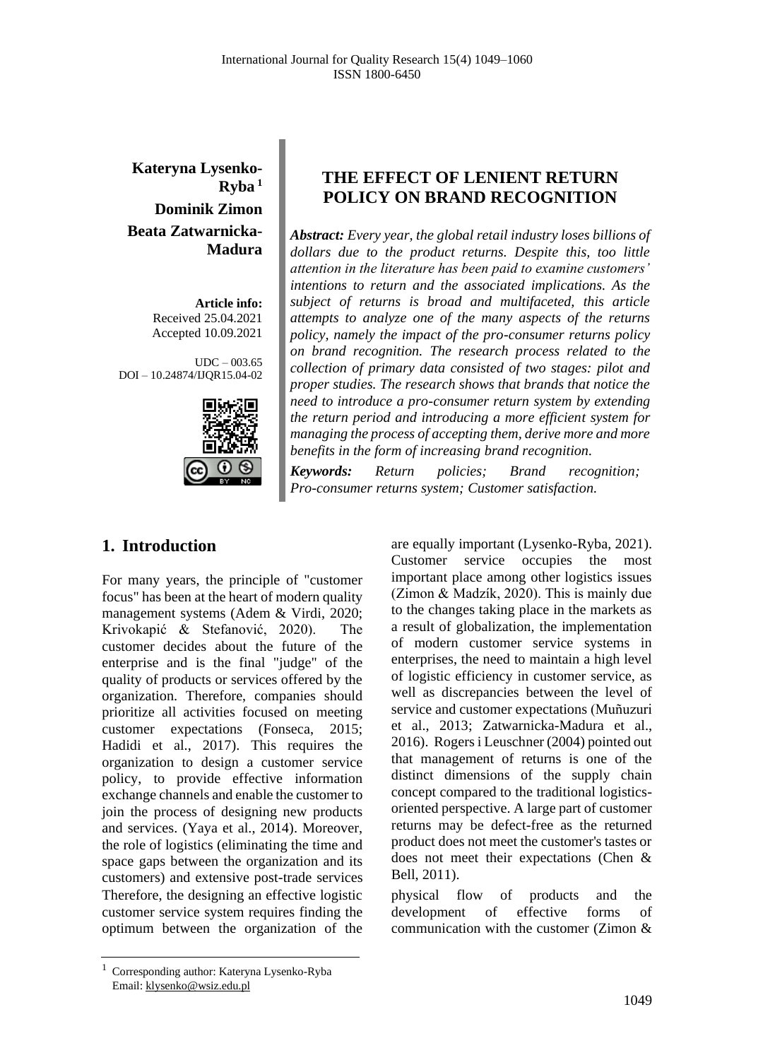**Kateryna Lysenko-Ryba** [1]
**Dominik Zimon**
**Beata Zatwarnicka-Madura**

**Article info:**
Received 25.04.2021
Accepted 10.09.2021

UDC – 003.65
DOI – 10.24874/IJQR15.04-02

# THE EFFECT OF LENIENT RETURN POLICY ON BRAND RECOGNITION

***Abstract:*** *Every year, the global retail industry loses billions of dollars due to the product returns. Despite this, too little attention in the literature has been paid to examine customers' intentions to return and the associated implications. As the subject of returns is broad and multifaceted, this article attempts to analyze one of the many aspects of the returns policy, namely the impact of the pro-consumer returns policy on brand recognition. The research process related to the collection of primary data consisted of two stages: pilot and proper studies. The research shows that brands that notice the need to introduce a pro-consumer return system by extending the return period and introducing a more efficient system for managing the process of accepting them, derive more and more benefits in the form of increasing brand recognition.*

***Keywords:*** *Return policies; Brand recognition; Pro-consumer returns system; Customer satisfaction.*

## 1. Introduction

For many years, the principle of "customer focus" has been at the heart of modern quality management systems (Adem & Virdi, 2020; Krivokapić & Stefanović, 2020). The customer decides about the future of the enterprise and is the final "judge" of the quality of products or services offered by the organization. Therefore, companies should prioritize all activities focused on meeting customer expectations (Fonseca, 2015; Hadidi et al., 2017). This requires the organization to design a customer service policy, to provide effective information exchange channels and enable the customer to join the process of designing new products and services. (Yaya et al., 2014). Moreover, the role of logistics (eliminating the time and space gaps between the organization and its customers) and extensive post-trade services Therefore, the designing an effective logistic customer service system requires finding the optimum between the organization of the physical flow of products and the development of effective forms of communication with the customer (Zimon & are equally important (Lysenko-Ryba, 2021). Customer service occupies the most important place among other logistics issues (Zimon & Madzík, 2020). This is mainly due to the changes taking place in the markets as a result of globalization, the implementation of modern customer service systems in enterprises, the need to maintain a high level of logistic efficiency in customer service, as well as discrepancies between the level of service and customer expectations (Muñuzuri et al., 2013; Zatwarnicka-Madura et al., 2016). Rogers i Leuschner (2004) pointed out that management of returns is one of the distinct dimensions of the supply chain concept compared to the traditional logistics-oriented perspective. A large part of customer returns may be defect-free as the returned product does not meet the customer's tastes or does not meet their expectations (Chen & Bell, 2011).

[1] Corresponding author: Kateryna Lysenko-Ryba
Email: klysenko@wsiz.edu.pl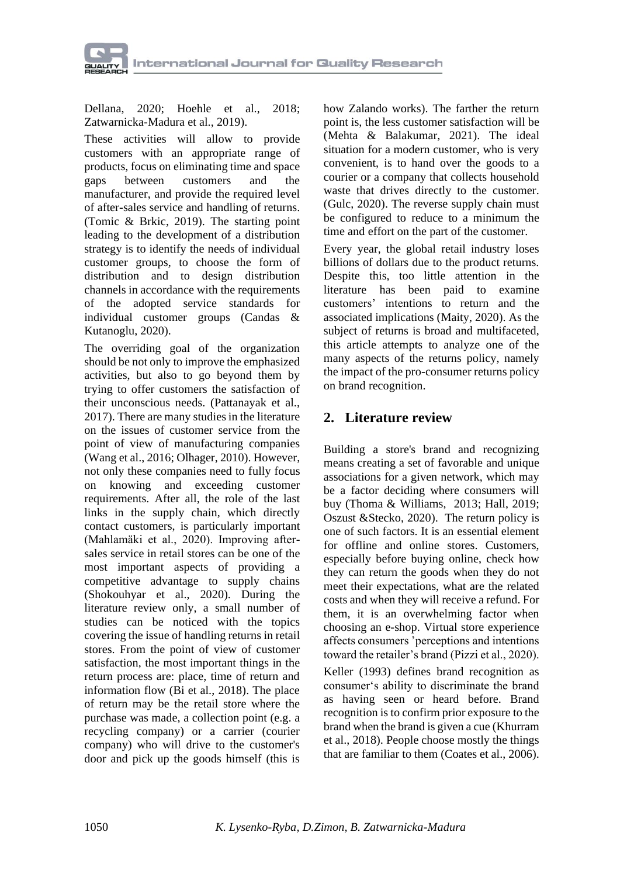Dellana, 2020; Hoehle et al., 2018; Zatwarnicka-Madura et al., 2019).

These activities will allow to provide customers with an appropriate range of products, focus on eliminating time and space gaps between customers and the manufacturer, and provide the required level of after-sales service and handling of returns. (Tomic & Brkic, 2019). The starting point leading to the development of a distribution strategy is to identify the needs of individual customer groups, to choose the form of distribution and to design distribution channels in accordance with the requirements of the adopted service standards for individual customer groups (Candas & Kutanoglu, 2020).

The overriding goal of the organization should be not only to improve the emphasized activities, but also to go beyond them by trying to offer customers the satisfaction of their unconscious needs. (Pattanayak et al., 2017). There are many studies in the literature on the issues of customer service from the point of view of manufacturing companies (Wang et al., 2016; Olhager, 2010). However, not only these companies need to fully focus on knowing and exceeding customer requirements. After all, the role of the last links in the supply chain, which directly contact customers, is particularly important (Mahlamäki et al., 2020). Improving after-sales service in retail stores can be one of the most important aspects of providing a competitive advantage to supply chains (Shokouhyar et al., 2020). During the literature review only, a small number of studies can be noticed with the topics covering the issue of handling returns in retail stores. From the point of view of customer satisfaction, the most important things in the return process are: place, time of return and information flow (Bi et al., 2018). The place of return may be the retail store where the purchase was made, a collection point (e.g. a recycling company) or a carrier (courier company) who will drive to the customer's door and pick up the goods himself (this is how Zalando works). The farther the return point is, the less customer satisfaction will be (Mehta & Balakumar, 2021). The ideal situation for a modern customer, who is very convenient, is to hand over the goods to a courier or a company that collects household waste that drives directly to the customer. (Gulc, 2020). The reverse supply chain must be configured to reduce to a minimum the time and effort on the part of the customer.

Every year, the global retail industry loses billions of dollars due to the product returns. Despite this, too little attention in the literature has been paid to examine customers' intentions to return and the associated implications (Maity, 2020). As the subject of returns is broad and multifaceted, this article attempts to analyze one of the many aspects of the returns policy, namely the impact of the pro-consumer returns policy on brand recognition.

## 2. Literature review

Building a store's brand and recognizing means creating a set of favorable and unique associations for a given network, which may be a factor deciding where consumers will buy (Thoma & Williams, 2013; Hall, 2019; Oszust &Stecko, 2020). The return policy is one of such factors. It is an essential element for offline and online stores. Customers, especially before buying online, check how they can return the goods when they do not meet their expectations, what are the related costs and when they will receive a refund. For them, it is an overwhelming factor when choosing an e-shop. Virtual store experience affects consumers 'perceptions and intentions toward the retailer's brand (Pizzi et al., 2020).

Keller (1993) defines brand recognition as consumer's ability to discriminate the brand as having seen or heard before. Brand recognition is to confirm prior exposure to the brand when the brand is given a cue (Khurram et al., 2018). People choose mostly the things that are familiar to them (Coates et al., 2006).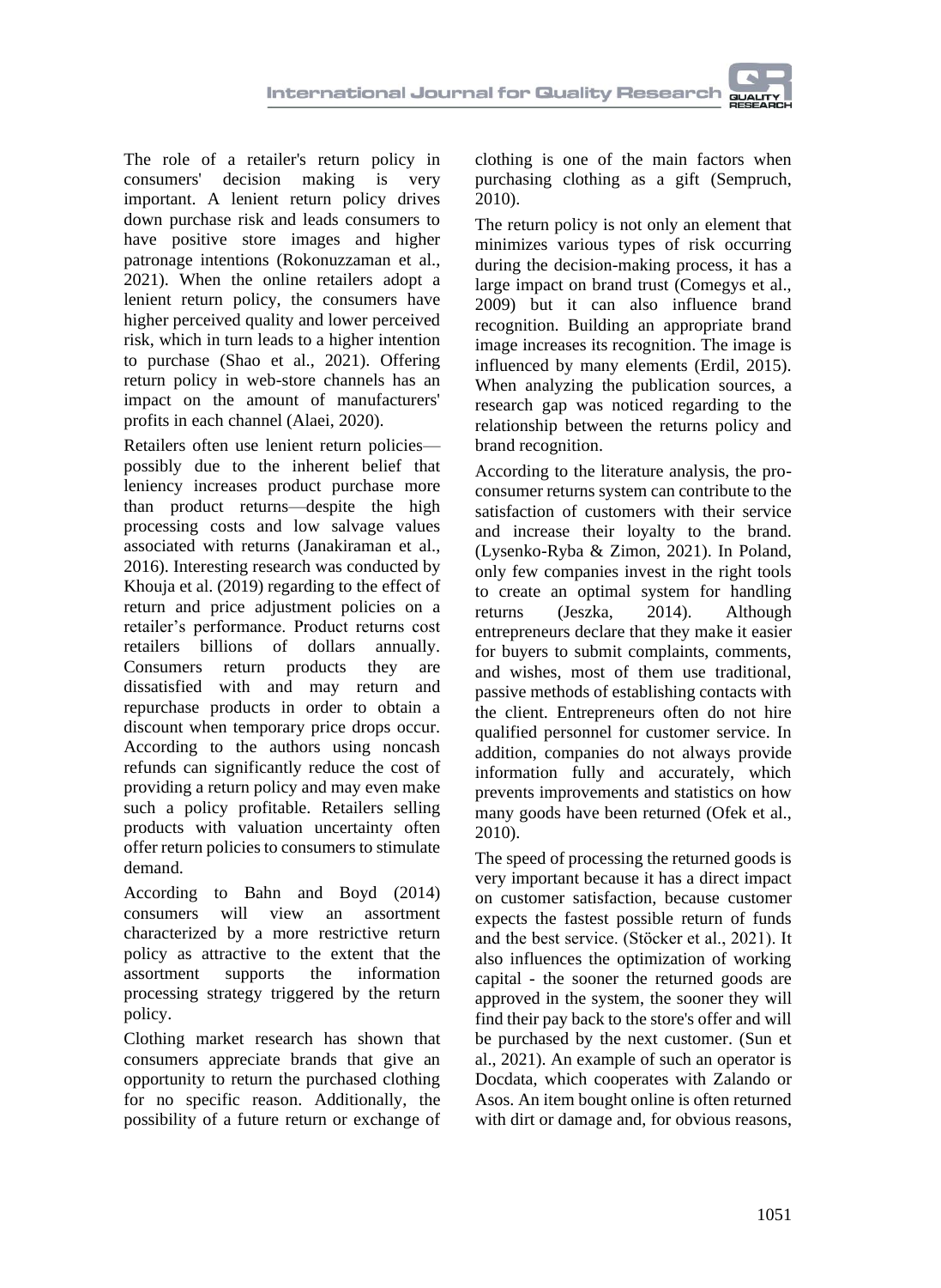The role of a retailer's return policy in consumers' decision making is very important. A lenient return policy drives down purchase risk and leads consumers to have positive store images and higher patronage intentions (Rokonuzzaman et al., 2021). When the online retailers adopt a lenient return policy, the consumers have higher perceived quality and lower perceived risk, which in turn leads to a higher intention to purchase (Shao et al., 2021). Offering return policy in web-store channels has an impact on the amount of manufacturers' profits in each channel (Alaei, 2020).

Retailers often use lenient return policies—possibly due to the inherent belief that leniency increases product purchase more than product returns—despite the high processing costs and low salvage values associated with returns (Janakiraman et al., 2016). Interesting research was conducted by Khouja et al. (2019) regarding to the effect of return and price adjustment policies on a retailer's performance. Product returns cost retailers billions of dollars annually. Consumers return products they are dissatisfied with and may return and repurchase products in order to obtain a discount when temporary price drops occur. According to the authors using noncash refunds can significantly reduce the cost of providing a return policy and may even make such a policy profitable. Retailers selling products with valuation uncertainty often offer return policies to consumers to stimulate demand.

According to Bahn and Boyd (2014) consumers will view an assortment characterized by a more restrictive return policy as attractive to the extent that the assortment supports the information processing strategy triggered by the return policy.

Clothing market research has shown that consumers appreciate brands that give an opportunity to return the purchased clothing for no specific reason. Additionally, the possibility of a future return or exchange of clothing is one of the main factors when purchasing clothing as a gift (Sempruch, 2010).

The return policy is not only an element that minimizes various types of risk occurring during the decision-making process, it has a large impact on brand trust (Comegys et al., 2009) but it can also influence brand recognition. Building an appropriate brand image increases its recognition. The image is influenced by many elements (Erdil, 2015). When analyzing the publication sources, a research gap was noticed regarding to the relationship between the returns policy and brand recognition.

According to the literature analysis, the pro-consumer returns system can contribute to the satisfaction of customers with their service and increase their loyalty to the brand. (Lysenko-Ryba & Zimon, 2021). In Poland, only few companies invest in the right tools to create an optimal system for handling returns (Jeszka, 2014). Although entrepreneurs declare that they make it easier for buyers to submit complaints, comments, and wishes, most of them use traditional, passive methods of establishing contacts with the client. Entrepreneurs often do not hire qualified personnel for customer service. In addition, companies do not always provide information fully and accurately, which prevents improvements and statistics on how many goods have been returned (Ofek et al., 2010).

The speed of processing the returned goods is very important because it has a direct impact on customer satisfaction, because customer expects the fastest possible return of funds and the best service. (Stöcker et al., 2021). It also influences the optimization of working capital - the sooner the returned goods are approved in the system, the sooner they will find their pay back to the store's offer and will be purchased by the next customer. (Sun et al., 2021). An example of such an operator is Docdata, which cooperates with Zalando or Asos. An item bought online is often returned with dirt or damage and, for obvious reasons,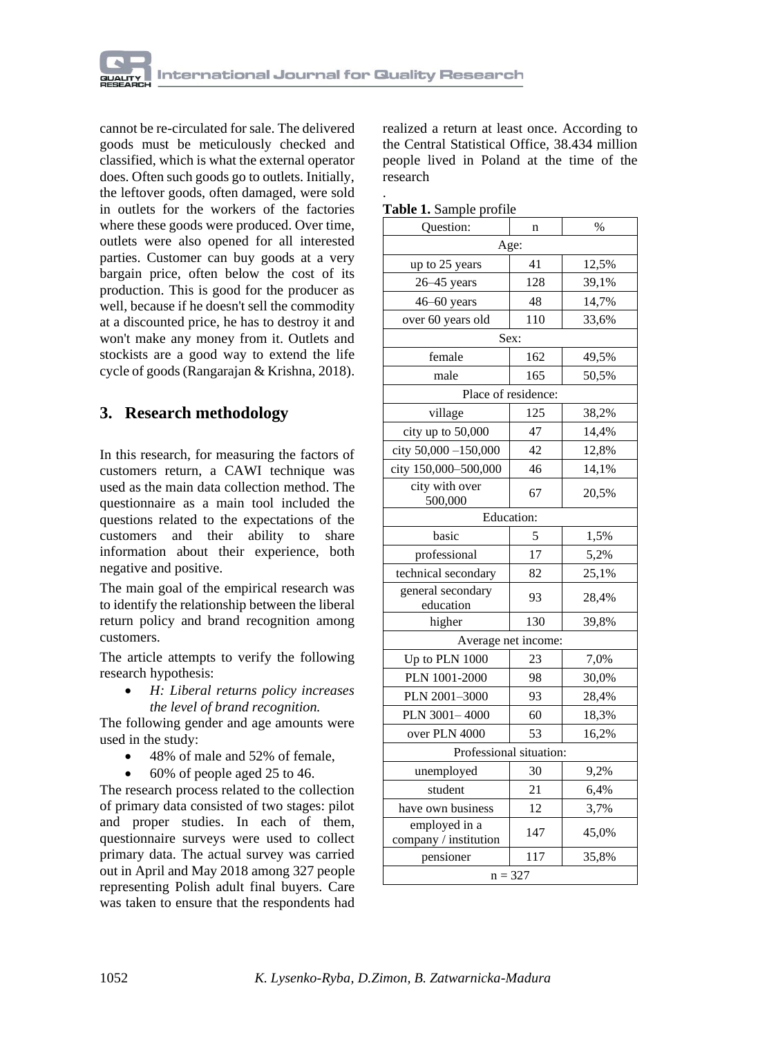cannot be re-circulated for sale. The delivered goods must be meticulously checked and classified, which is what the external operator does. Often such goods go to outlets. Initially, the leftover goods, often damaged, were sold in outlets for the workers of the factories where these goods were produced. Over time, outlets were also opened for all interested parties. Customer can buy goods at a very bargain price, often below the cost of its production. This is good for the producer as well, because if he doesn't sell the commodity at a discounted price, he has to destroy it and won't make any money from it. Outlets and stockists are a good way to extend the life cycle of goods (Rangarajan & Krishna, 2018).

## 3. Research methodology

In this research, for measuring the factors of customers return, a CAWI technique was used as the main data collection method. The questionnaire as a main tool included the questions related to the expectations of the customers and their ability to share information about their experience, both negative and positive.

The main goal of the empirical research was to identify the relationship between the liberal return policy and brand recognition among customers.

The article attempts to verify the following research hypothesis:

- *H: Liberal returns policy increases the level of brand recognition.*

The following gender and age amounts were used in the study:

- 48% of male and 52% of female,
- 60% of people aged 25 to 46.

The research process related to the collection of primary data consisted of two stages: pilot and proper studies. In each of them, questionnaire surveys were used to collect primary data. The actual survey was carried out in April and May 2018 among 327 people representing Polish adult final buyers. Care was taken to ensure that the respondents had realized a return at least once. According to the Central Statistical Office, 38.434 million people lived in Poland at the time of the research

.

**Table 1.** Sample profile

| Question: | n | % |
|---|---|---|
| Age: | | |
| up to 25 years | 41 | 12,5% |
| 26–45 years | 128 | 39,1% |
| 46–60 years | 48 | 14,7% |
| over 60 years old | 110 | 33,6% |
| Sex: | | |
| female | 162 | 49,5% |
| male | 165 | 50,5% |
| Place of residence: | | |
| village | 125 | 38,2% |
| city up to 50,000 | 47 | 14,4% |
| city 50,000 –150,000 | 42 | 12,8% |
| city 150,000–500,000 | 46 | 14,1% |
| city with over 500,000 | 67 | 20,5% |
| Education: | | |
| basic | 5 | 1,5% |
| professional | 17 | 5,2% |
| technical secondary | 82 | 25,1% |
| general secondary education | 93 | 28,4% |
| higher | 130 | 39,8% |
| Average net income: | | |
| Up to PLN 1000 | 23 | 7,0% |
| PLN 1001-2000 | 98 | 30,0% |
| PLN 2001–3000 | 93 | 28,4% |
| PLN 3001– 4000 | 60 | 18,3% |
| over PLN 4000 | 53 | 16,2% |
| Professional situation: | | |
| unemployed | 30 | 9,2% |
| student | 21 | 6,4% |
| have own business | 12 | 3,7% |
| employed in a company / institution | 147 | 45,0% |
| pensioner | 117 | 35,8% |
| n = 327 | | |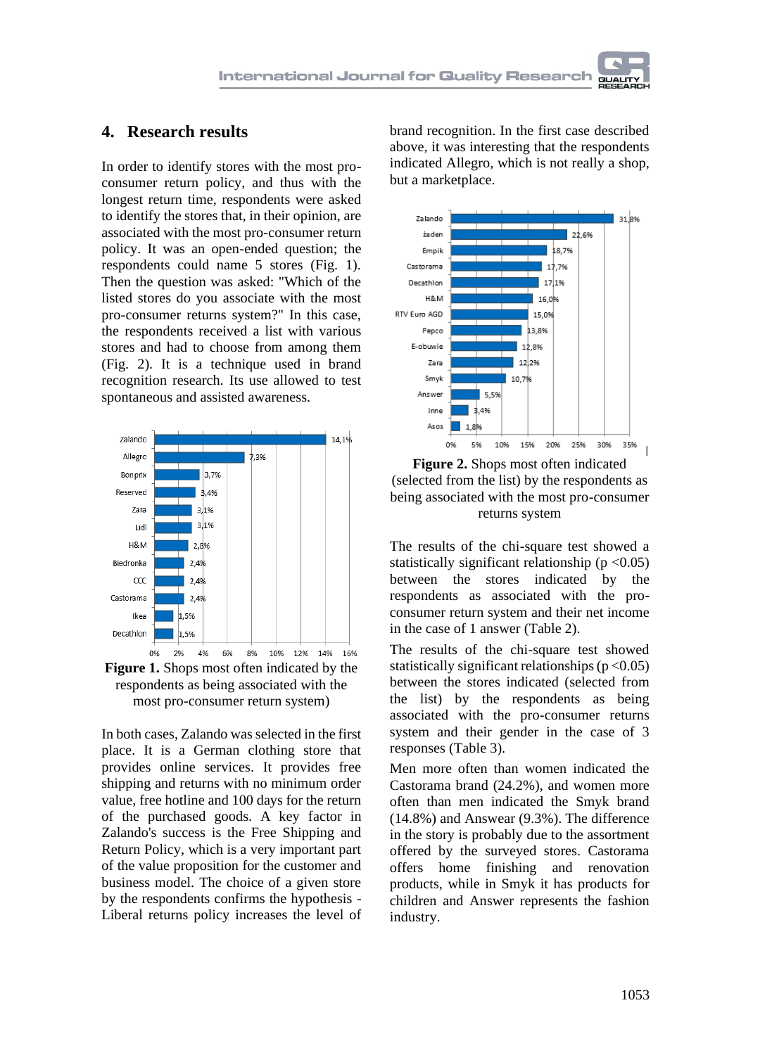## 4. Research results

In order to identify stores with the most pro-consumer return policy, and thus with the longest return time, respondents were asked to identify the stores that, in their opinion, are associated with the most pro-consumer return policy. It was an open-ended question; the respondents could name 5 stores (Fig. 1). Then the question was asked: "Which of the listed stores do you associate with the most pro-consumer returns system?" In this case, the respondents received a list with various stores and had to choose from among them (Fig. 2). It is a technique used in brand recognition research. Its use allowed to test spontaneous and assisted awareness.

**Figure 1.** Shops most often indicated by the respondents as being associated with the most pro-consumer return system)

In both cases, Zalando was selected in the first place. It is a German clothing store that provides online services. It provides free shipping and returns with no minimum order value, free hotline and 100 days for the return of the purchased goods. A key factor in Zalando's success is the Free Shipping and Return Policy, which is a very important part of the value proposition for the customer and business model. The choice of a given store by the respondents confirms the hypothesis - Liberal returns policy increases the level of brand recognition. In the first case described above, it was interesting that the respondents indicated Allegro, which is not really a shop, but a marketplace.

**Figure 2.** Shops most often indicated (selected from the list) by the respondents as being associated with the most pro-consumer returns system

The results of the chi-square test showed a statistically significant relationship ($p < 0.05$) between the stores indicated by the respondents as associated with the pro-consumer return system and their net income in the case of 1 answer (Table 2).

The results of the chi-square test showed statistically significant relationships ($p < 0.05$) between the stores indicated (selected from the list) by the respondents as being associated with the pro-consumer returns system and their gender in the case of 3 responses (Table 3).

Men more often than women indicated the Castorama brand (24.2%), and women more often than men indicated the Smyk brand (14.8%) and Answear (9.3%). The difference in the story is probably due to the assortment offered by the surveyed stores. Castorama offers home finishing and renovation products, while in Smyk it has products for children and Answer represents the fashion industry.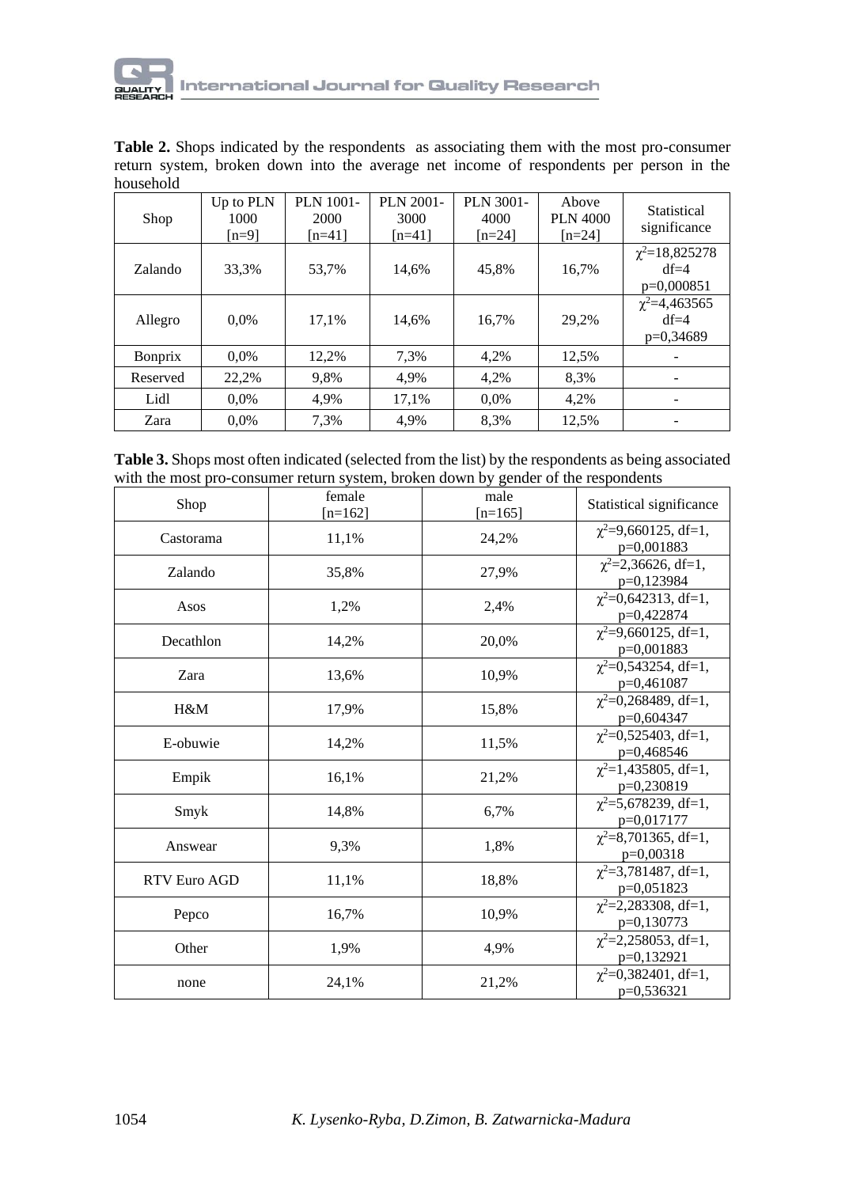**Table 2.** Shops indicated by the respondents as associating them with the most pro-consumer return system, broken down into the average net income of respondents per person in the household

| Shop | Up to PLN 1000 [n=9] | PLN 1001-2000 [n=41] | PLN 2001-3000 [n=41] | PLN 3001-4000 [n=24] | Above PLN 4000 [n=24] | Statistical significance |
|---|---|---|---|---|---|---|
| Zalando | 33,3% | 53,7% | 14,6% | 45,8% | 16,7% | $\chi^2$=18,825278 df=4 p=0,000851 |
| Allegro | 0,0% | 17,1% | 14,6% | 16,7% | 29,2% | $\chi^2$=4,463565 df=4 p=0,34689 |
| Bonprix | 0,0% | 12,2% | 7,3% | 4,2% | 12,5% | - |
| Reserved | 22,2% | 9,8% | 4,9% | 4,2% | 8,3% | - |
| Lidl | 0,0% | 4,9% | 17,1% | 0,0% | 4,2% | - |
| Zara | 0,0% | 7,3% | 4,9% | 8,3% | 12,5% | - |

**Table 3.** Shops most often indicated (selected from the list) by the respondents as being associated with the most pro-consumer return system, broken down by gender of the respondents

| Shop | female [n=162] | male [n=165] | Statistical significance |
|---|---|---|---|
| Castorama | 11,1% | 24,2% | $\chi^2$=9,660125, df=1, p=0,001883 |
| Zalando | 35,8% | 27,9% | $\chi^2$=2,36626, df=1, p=0,123984 |
| Asos | 1,2% | 2,4% | $\chi^2$=0,642313, df=1, p=0,422874 |
| Decathlon | 14,2% | 20,0% | $\chi^2$=9,660125, df=1, p=0,001883 |
| Zara | 13,6% | 10,9% | $\chi^2$=0,543254, df=1, p=0,461087 |
| H&M | 17,9% | 15,8% | $\chi^2$=0,268489, df=1, p=0,604347 |
| E-obuwie | 14,2% | 11,5% | $\chi^2$=0,525403, df=1, p=0,468546 |
| Empik | 16,1% | 21,2% | $\chi^2$=1,435805, df=1, p=0,230819 |
| Smyk | 14,8% | 6,7% | $\chi^2$=5,678239, df=1, p=0,017177 |
| Answear | 9,3% | 1,8% | $\chi^2$=8,701365, df=1, p=0,00318 |
| RTV Euro AGD | 11,1% | 18,8% | $\chi^2$=3,781487, df=1, p=0,051823 |
| Pepco | 16,7% | 10,9% | $\chi^2$=2,283308, df=1, p=0,130773 |
| Other | 1,9% | 4,9% | $\chi^2$=2,258053, df=1, p=0,132921 |
| none | 24,1% | 21,2% | $\chi^2$=0,382401, df=1, p=0,536321 |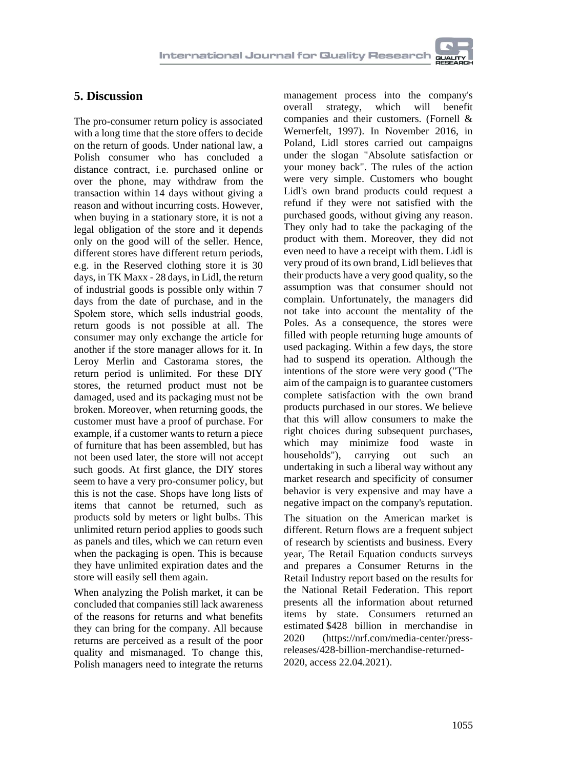## 5. Discussion

The pro-consumer return policy is associated with a long time that the store offers to decide on the return of goods. Under national law, a Polish consumer who has concluded a distance contract, i.e. purchased online or over the phone, may withdraw from the transaction within 14 days without giving a reason and without incurring costs. However, when buying in a stationary store, it is not a legal obligation of the store and it depends only on the good will of the seller. Hence, different stores have different return periods, e.g. in the Reserved clothing store it is 30 days, in TK Maxx - 28 days, in Lidl, the return of industrial goods is possible only within 7 days from the date of purchase, and in the Społem store, which sells industrial goods, return goods is not possible at all. The consumer may only exchange the article for another if the store manager allows for it. In Leroy Merlin and Castorama stores, the return period is unlimited. For these DIY stores, the returned product must not be damaged, used and its packaging must not be broken. Moreover, when returning goods, the customer must have a proof of purchase. For example, if a customer wants to return a piece of furniture that has been assembled, but has not been used later, the store will not accept such goods. At first glance, the DIY stores seem to have a very pro-consumer policy, but this is not the case. Shops have long lists of items that cannot be returned, such as products sold by meters or light bulbs. This unlimited return period applies to goods such as panels and tiles, which we can return even when the packaging is open. This is because they have unlimited expiration dates and the store will easily sell them again.

When analyzing the Polish market, it can be concluded that companies still lack awareness of the reasons for returns and what benefits they can bring for the company. All because returns are perceived as a result of the poor quality and mismanaged. To change this, Polish managers need to integrate the returns management process into the company's overall strategy, which will benefit companies and their customers. (Fornell & Wernerfelt, 1997). In November 2016, in Poland, Lidl stores carried out campaigns under the slogan "Absolute satisfaction or your money back". The rules of the action were very simple. Customers who bought Lidl's own brand products could request a refund if they were not satisfied with the purchased goods, without giving any reason. They only had to take the packaging of the product with them. Moreover, they did not even need to have a receipt with them. Lidl is very proud of its own brand, Lidl believes that their products have a very good quality, so the assumption was that consumer should not complain. Unfortunately, the managers did not take into account the mentality of the Poles. As a consequence, the stores were filled with people returning huge amounts of used packaging. Within a few days, the store had to suspend its operation. Although the intentions of the store were very good ("The aim of the campaign is to guarantee customers complete satisfaction with the own brand products purchased in our stores. We believe that this will allow consumers to make the right choices during subsequent purchases, which may minimize food waste in households"), carrying out such an undertaking in such a liberal way without any market research and specificity of consumer behavior is very expensive and may have a negative impact on the company's reputation.

The situation on the American market is different. Return flows are a frequent subject of research by scientists and business. Every year, The Retail Equation conducts surveys and prepares a Consumer Returns in the Retail Industry report based on the results for the National Retail Federation. This report presents all the information about returned items by state. Consumers returned an estimated $428 billion in merchandise in 2020 (https://nrf.com/media-center/press-releases/428-billion-merchandise-returned-2020, access 22.04.2021).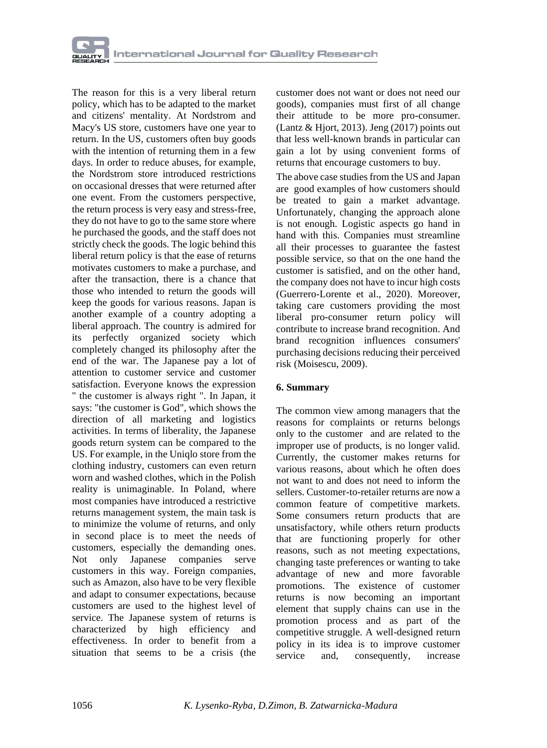The reason for this is a very liberal return policy, which has to be adapted to the market and citizens' mentality. At Nordstrom and Macy's US store, customers have one year to return. In the US, customers often buy goods with the intention of returning them in a few days. In order to reduce abuses, for example, the Nordstrom store introduced restrictions on occasional dresses that were returned after one event. From the customers perspective, the return process is very easy and stress-free, they do not have to go to the same store where he purchased the goods, and the staff does not strictly check the goods. The logic behind this liberal return policy is that the ease of returns motivates customers to make a purchase, and after the transaction, there is a chance that those who intended to return the goods will keep the goods for various reasons. Japan is another example of a country adopting a liberal approach. The country is admired for its perfectly organized society which completely changed its philosophy after the end of the war. The Japanese pay a lot of attention to customer service and customer satisfaction. Everyone knows the expression " the customer is always right ". In Japan, it says: "the customer is God", which shows the direction of all marketing and logistics activities. In terms of liberality, the Japanese goods return system can be compared to the US. For example, in the Uniqlo store from the clothing industry, customers can even return worn and washed clothes, which in the Polish reality is unimaginable. In Poland, where most companies have introduced a restrictive returns management system, the main task is to minimize the volume of returns, and only in second place is to meet the needs of customers, especially the demanding ones. Not only Japanese companies serve customers in this way. Foreign companies, such as Amazon, also have to be very flexible and adapt to consumer expectations, because customers are used to the highest level of service. The Japanese system of returns is characterized by high efficiency and effectiveness. In order to benefit from a situation that seems to be a crisis (the customer does not want or does not need our goods), companies must first of all change their attitude to be more pro-consumer. (Lantz & Hjort, 2013). Jeng (2017) points out that less well-known brands in particular can gain a lot by using convenient forms of returns that encourage customers to buy.

The above case studies from the US and Japan are good examples of how customers should be treated to gain a market advantage. Unfortunately, changing the approach alone is not enough. Logistic aspects go hand in hand with this. Companies must streamline all their processes to guarantee the fastest possible service, so that on the one hand the customer is satisfied, and on the other hand, the company does not have to incur high costs (Guerrero-Lorente et al., 2020). Moreover, taking care customers providing the most liberal pro-consumer return policy will contribute to increase brand recognition. And brand recognition influences consumers' purchasing decisions reducing their perceived risk (Moisescu, 2009).

## 6. Summary

The common view among managers that the reasons for complaints or returns belongs only to the customer and are related to the improper use of products, is no longer valid. Currently, the customer makes returns for various reasons, about which he often does not want to and does not need to inform the sellers. Customer-to-retailer returns are now a common feature of competitive markets. Some consumers return products that are unsatisfactory, while others return products that are functioning properly for other reasons, such as not meeting expectations, changing taste preferences or wanting to take advantage of new and more favorable promotions. The existence of customer returns is now becoming an important element that supply chains can use in the promotion process and as part of the competitive struggle. A well-designed return policy in its idea is to improve customer service and, consequently, increase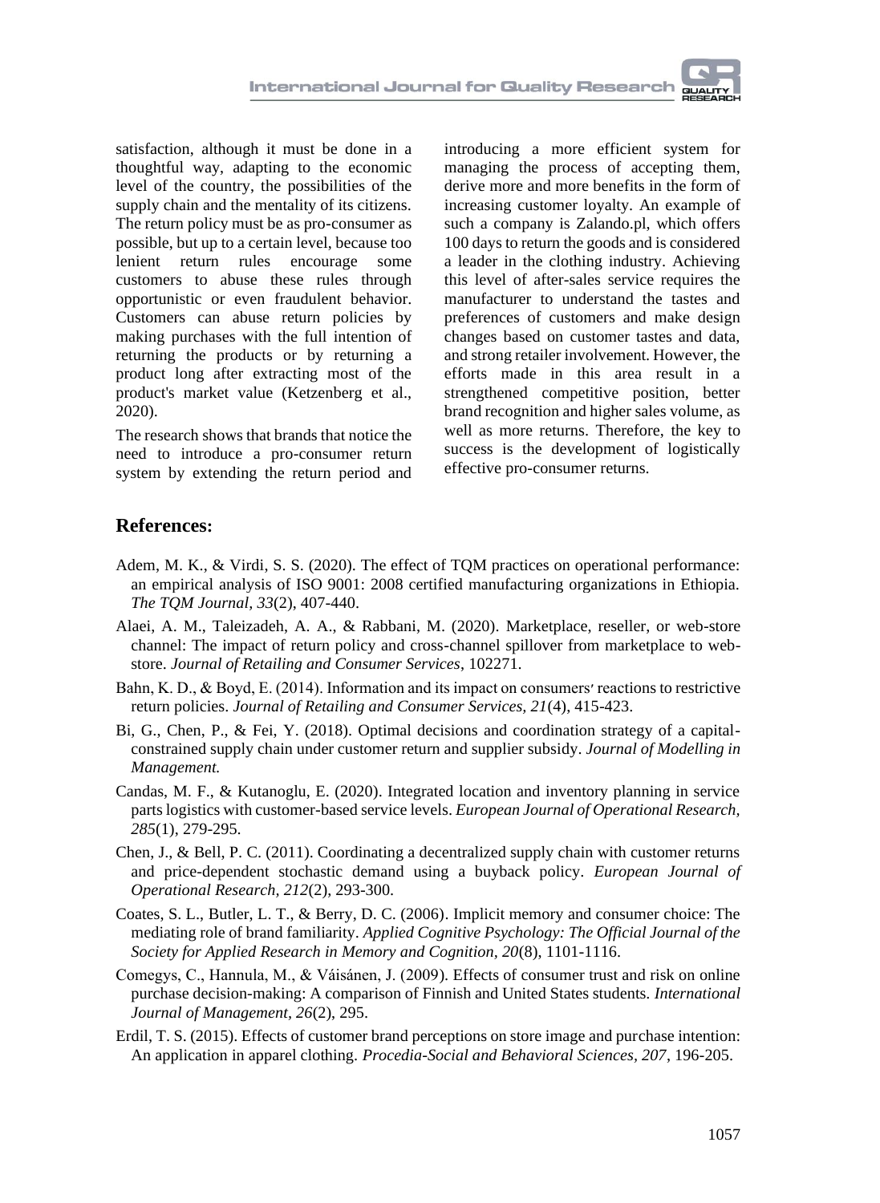satisfaction, although it must be done in a thoughtful way, adapting to the economic level of the country, the possibilities of the supply chain and the mentality of its citizens. The return policy must be as pro-consumer as possible, but up to a certain level, because too lenient return rules encourage some customers to abuse these rules through opportunistic or even fraudulent behavior. Customers can abuse return policies by making purchases with the full intention of returning the products or by returning a product long after extracting most of the product's market value (Ketzenberg et al., 2020).

The research shows that brands that notice the need to introduce a pro-consumer return system by extending the return period and introducing a more efficient system for managing the process of accepting them, derive more and more benefits in the form of increasing customer loyalty. An example of such a company is Zalando.pl, which offers 100 days to return the goods and is considered a leader in the clothing industry. Achieving this level of after-sales service requires the manufacturer to understand the tastes and preferences of customers and make design changes based on customer tastes and data, and strong retailer involvement. However, the efforts made in this area result in a strengthened competitive position, better brand recognition and higher sales volume, as well as more returns. Therefore, the key to success is the development of logistically effective pro-consumer returns.

## References:

Adem, M. K., & Virdi, S. S. (2020). The effect of TQM practices on operational performance: an empirical analysis of ISO 9001: 2008 certified manufacturing organizations in Ethiopia. *The TQM Journal, 33*(2), 407-440.

Alaei, A. M., Taleizadeh, A. A., & Rabbani, M. (2020). Marketplace, reseller, or web-store channel: The impact of return policy and cross-channel spillover from marketplace to web-store. *Journal of Retailing and Consumer Services*, 102271.

Bahn, K. D., & Boyd, E. (2014). Information and its impact on consumers' reactions to restrictive return policies. *Journal of Retailing and Consumer Services, 21*(4), 415-423.

Bi, G., Chen, P., & Fei, Y. (2018). Optimal decisions and coordination strategy of a capital-constrained supply chain under customer return and supplier subsidy. *Journal of Modelling in Management.*

Candas, M. F., & Kutanoglu, E. (2020). Integrated location and inventory planning in service parts logistics with customer-based service levels. *European Journal of Operational Research, 285*(1), 279-295.

Chen, J., & Bell, P. C. (2011). Coordinating a decentralized supply chain with customer returns and price-dependent stochastic demand using a buyback policy. *European Journal of Operational Research, 212*(2), 293-300.

Coates, S. L., Butler, L. T., & Berry, D. C. (2006). Implicit memory and consumer choice: The mediating role of brand familiarity. *Applied Cognitive Psychology: The Official Journal of the Society for Applied Research in Memory and Cognition, 20*(8), 1101-1116.

Comegys, C., Hannula, M., & Váisánen, J. (2009). Effects of consumer trust and risk on online purchase decision-making: A comparison of Finnish and United States students. *International Journal of Management, 26*(2), 295.

Erdil, T. S. (2015). Effects of customer brand perceptions on store image and purchase intention: An application in apparel clothing. *Procedia-Social and Behavioral Sciences, 207*, 196-205.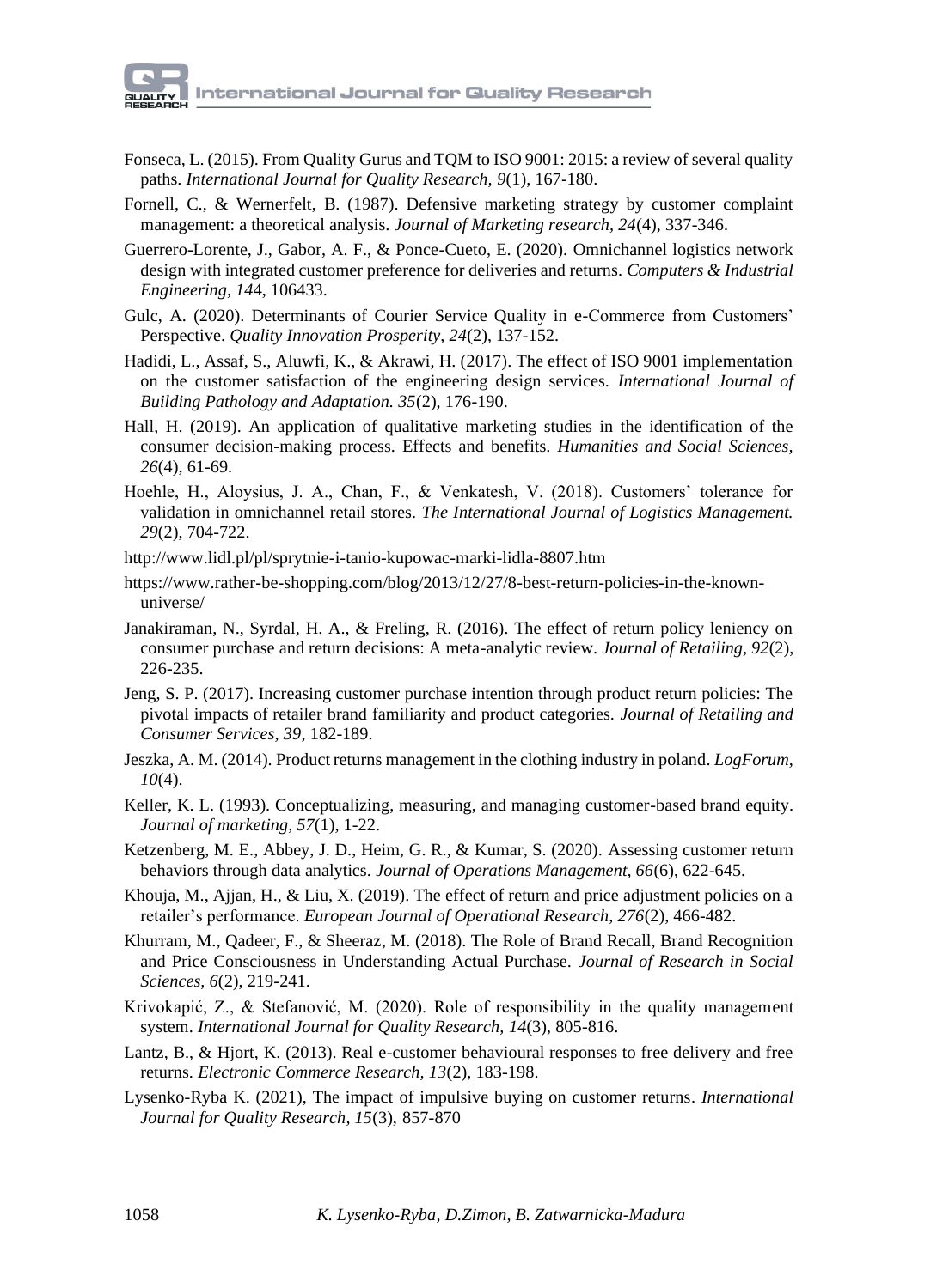Fonseca, L. (2015). From Quality Gurus and TQM to ISO 9001: 2015: a review of several quality paths. *International Journal for Quality Research, 9*(1), 167-180.

Fornell, C., & Wernerfelt, B. (1987). Defensive marketing strategy by customer complaint management: a theoretical analysis. *Journal of Marketing research, 24*(4), 337-346.

Guerrero-Lorente, J., Gabor, A. F., & Ponce-Cueto, E. (2020). Omnichannel logistics network design with integrated customer preference for deliveries and returns. *Computers & Industrial Engineering, 144*, 106433.

Gulc, A. (2020). Determinants of Courier Service Quality in e-Commerce from Customers' Perspective. *Quality Innovation Prosperity, 24*(2), 137-152.

Hadidi, L., Assaf, S., Aluwfi, K., & Akrawi, H. (2017). The effect of ISO 9001 implementation on the customer satisfaction of the engineering design services. *International Journal of Building Pathology and Adaptation. 35*(2), 176-190.

Hall, H. (2019). An application of qualitative marketing studies in the identification of the consumer decision-making process. Effects and benefits. *Humanities and Social Sciences, 26*(4), 61-69.

Hoehle, H., Aloysius, J. A., Chan, F., & Venkatesh, V. (2018). Customers' tolerance for validation in omnichannel retail stores. *The International Journal of Logistics Management. 29*(2), 704-722.

http://www.lidl.pl/pl/sprytnie-i-tanio-kupowac-marki-lidla-8807.htm

https://www.rather-be-shopping.com/blog/2013/12/27/8-best-return-policies-in-the-known-universe/

Janakiraman, N., Syrdal, H. A., & Freling, R. (2016). The effect of return policy leniency on consumer purchase and return decisions: A meta-analytic review. *Journal of Retailing, 92*(2), 226-235.

Jeng, S. P. (2017). Increasing customer purchase intention through product return policies: The pivotal impacts of retailer brand familiarity and product categories. *Journal of Retailing and Consumer Services, 39*, 182-189.

Jeszka, A. M. (2014). Product returns management in the clothing industry in poland. *LogForum, 10*(4).

Keller, K. L. (1993). Conceptualizing, measuring, and managing customer-based brand equity. *Journal of marketing, 57*(1), 1-22.

Ketzenberg, M. E., Abbey, J. D., Heim, G. R., & Kumar, S. (2020). Assessing customer return behaviors through data analytics. *Journal of Operations Management, 66*(6), 622-645.

Khouja, M., Ajjan, H., & Liu, X. (2019). The effect of return and price adjustment policies on a retailer's performance. *European Journal of Operational Research, 276*(2), 466-482.

Khurram, M., Qadeer, F., & Sheeraz, M. (2018). The Role of Brand Recall, Brand Recognition and Price Consciousness in Understanding Actual Purchase. *Journal of Research in Social Sciences, 6*(2), 219-241.

Krivokapić, Z., & Stefanović, M. (2020). Role of responsibility in the quality management system. *International Journal for Quality Research, 14*(3), 805-816.

Lantz, B., & Hjort, K. (2013). Real e-customer behavioural responses to free delivery and free returns. *Electronic Commerce Research, 13*(2), 183-198.

Lysenko-Ryba K. (2021), The impact of impulsive buying on customer returns. *International Journal for Quality Research, 15*(3), 857-870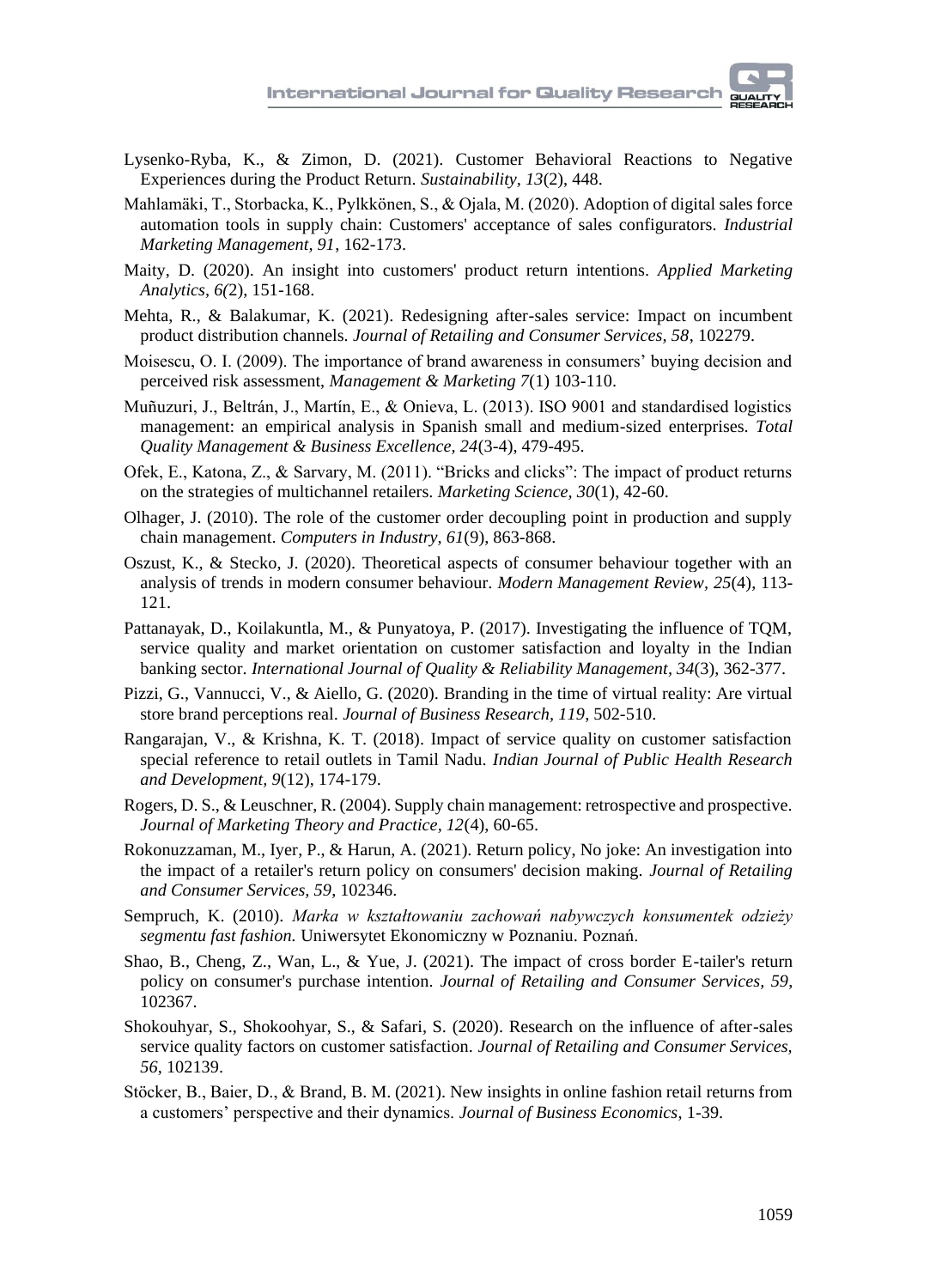Lysenko-Ryba, K., & Zimon, D. (2021). Customer Behavioral Reactions to Negative Experiences during the Product Return. *Sustainability, 13*(2), 448.

Mahlamäki, T., Storbacka, K., Pylkkönen, S., & Ojala, M. (2020). Adoption of digital sales force automation tools in supply chain: Customers' acceptance of sales configurators. *Industrial Marketing Management, 91*, 162-173.

Maity, D. (2020). An insight into customers' product return intentions. *Applied Marketing Analytics*, *6(*2), 151-168.

Mehta, R., & Balakumar, K. (2021). Redesigning after-sales service: Impact on incumbent product distribution channels. *Journal of Retailing and Consumer Services, 58*, 102279.

Moisescu, O. I. (2009). The importance of brand awareness in consumers' buying decision and perceived risk assessment, *Management & Marketing 7*(1) 103-110.

Muñuzuri, J., Beltrán, J., Martín, E., & Onieva, L. (2013). ISO 9001 and standardised logistics management: an empirical analysis in Spanish small and medium-sized enterprises. *Total Quality Management & Business Excellence, 24*(3-4), 479-495.

Ofek, E., Katona, Z., & Sarvary, M. (2011). "Bricks and clicks": The impact of product returns on the strategies of multichannel retailers. *Marketing Science, 30*(1), 42-60.

Olhager, J. (2010). The role of the customer order decoupling point in production and supply chain management. *Computers in Industry, 61*(9), 863-868.

Oszust, K., & Stecko, J. (2020). Theoretical aspects of consumer behaviour together with an analysis of trends in modern consumer behaviour. *Modern Management Review, 25*(4), 113-121.

Pattanayak, D., Koilakuntla, M., & Punyatoya, P. (2017). Investigating the influence of TQM, service quality and market orientation on customer satisfaction and loyalty in the Indian banking sector. *International Journal of Quality & Reliability Management, 34*(3), 362-377.

Pizzi, G., Vannucci, V., & Aiello, G. (2020). Branding in the time of virtual reality: Are virtual store brand perceptions real. *Journal of Business Research, 119*, 502-510.

Rangarajan, V., & Krishna, K. T. (2018). Impact of service quality on customer satisfaction special reference to retail outlets in Tamil Nadu. *Indian Journal of Public Health Research and Development, 9*(12), 174-179.

Rogers, D. S., & Leuschner, R. (2004). Supply chain management: retrospective and prospective. *Journal of Marketing Theory and Practice, 12*(4), 60-65.

Rokonuzzaman, M., Iyer, P., & Harun, A. (2021). Return policy, No joke: An investigation into the impact of a retailer's return policy on consumers' decision making. *Journal of Retailing and Consumer Services, 59*, 102346.

Sempruch, K. (2010). *Marka w kształtowaniu zachowań nabywczych konsumentek odzieży segmentu fast fashion.* Uniwersytet Ekonomiczny w Poznaniu. Poznań.

Shao, B., Cheng, Z., Wan, L., & Yue, J. (2021). The impact of cross border E-tailer's return policy on consumer's purchase intention. *Journal of Retailing and Consumer Services, 59*, 102367.

Shokouhyar, S., Shokoohyar, S., & Safari, S. (2020). Research on the influence of after-sales service quality factors on customer satisfaction. *Journal of Retailing and Consumer Services, 56*, 102139.

Stöcker, B., Baier, D., & Brand, B. M. (2021). New insights in online fashion retail returns from a customers' perspective and their dynamics. *Journal of Business Economics*, 1-39.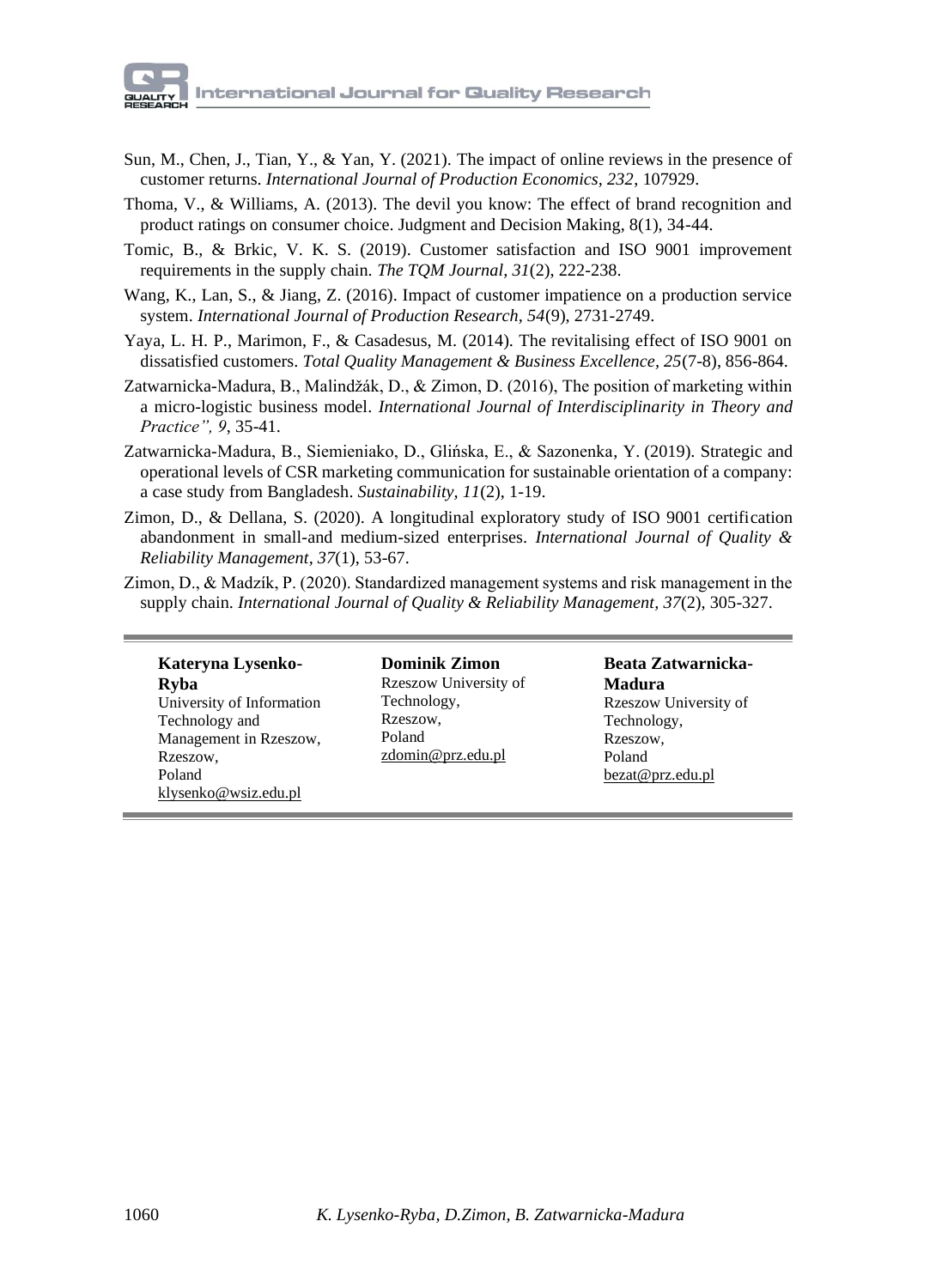Sun, M., Chen, J., Tian, Y., & Yan, Y. (2021). The impact of online reviews in the presence of customer returns. *International Journal of Production Economics, 232*, 107929.

Thoma, V., & Williams, A. (2013). The devil you know: The effect of brand recognition and product ratings on consumer choice. Judgment and Decision Making, 8(1), 34-44.

Tomic, B., & Brkic, V. K. S. (2019). Customer satisfaction and ISO 9001 improvement requirements in the supply chain. *The TQM Journal, 31*(2), 222-238.

Wang, K., Lan, S., & Jiang, Z. (2016). Impact of customer impatience on a production service system. *International Journal of Production Research*, *54*(9), 2731-2749.

Yaya, L. H. P., Marimon, F., & Casadesus, M. (2014). The revitalising effect of ISO 9001 on dissatisfied customers. *Total Quality Management & Business Excellence, 25*(7-8), 856-864.

Zatwarnicka-Madura, B., Malindžák, D., & Zimon, D. (2016), The position of marketing within a micro-logistic business model. *International Journal of Interdisciplinarity in Theory and Practice", 9*, 35-41.

Zatwarnicka-Madura, B., Siemieniako, D., Glińska, E., & Sazonenka, Y. (2019). Strategic and operational levels of CSR marketing communication for sustainable orientation of a company: a case study from Bangladesh. *Sustainability, 11*(2), 1-19.

Zimon, D., & Dellana, S. (2020). A longitudinal exploratory study of ISO 9001 certification abandonment in small-and medium-sized enterprises. *International Journal of Quality & Reliability Management, 37*(1), 53-67.

Zimon, D., & Madzík, P. (2020). Standardized management systems and risk management in the supply chain. *International Journal of Quality & Reliability Management, 37*(2), 305-327.

---

**Kateryna Lysenko-Ryba**
University of Information Technology and Management in Rzeszow,
Rzeszow,
Poland
klysenko@wsiz.edu.pl

**Dominik Zimon**
Rzeszow University of Technology,
Rzeszow,
Poland
zdomin@prz.edu.pl

**Beata Zatwarnicka-Madura**
Rzeszow University of Technology,
Rzeszow,
Poland
bezat@prz.edu.pl